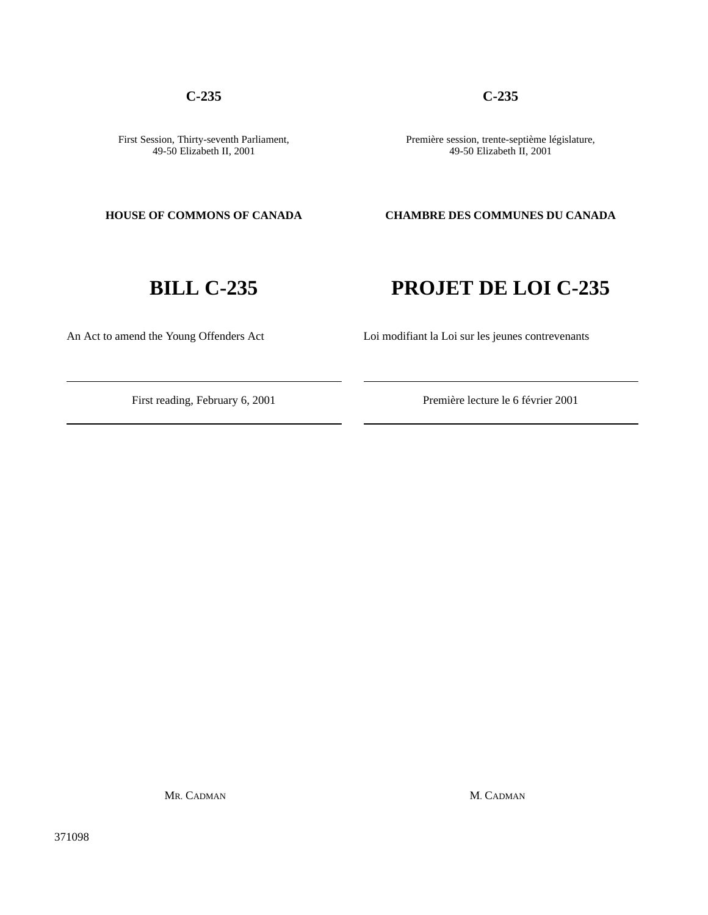**C-235**

First Session, Thirty-seventh Parliament,
49-50 Elizabeth II, 2001

**HOUSE OF COMMONS OF CANADA**

# BILL C-235

An Act to amend the Young Offenders Act

---

First reading, February 6, 2001

---

MR. CADMAN

**C-235**

Première session, trente-septième législature,
49-50 Elizabeth II, 2001

**CHAMBRE DES COMMUNES DU CANADA**

# PROJET DE LOI C-235

Loi modifiant la Loi sur les jeunes contrevenants

---

Première lecture le 6 février 2001

---

M. CADMAN

371098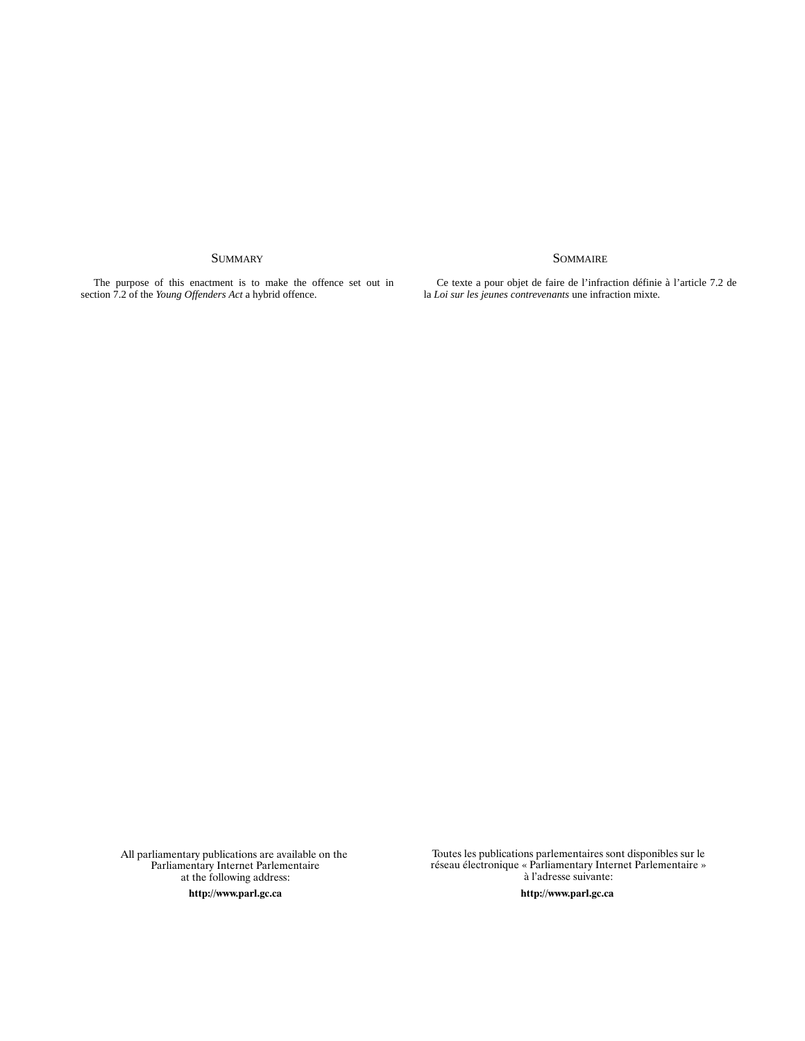## SUMMARY

The purpose of this enactment is to make the offence set out in section 7.2 of the *Young Offenders Act* a hybrid offence.

## SOMMAIRE

Ce texte a pour objet de faire de l'infraction définie à l'article 7.2 de la *Loi sur les jeunes contrevenants* une infraction mixte.

All parliamentary publications are available on the Parliamentary Internet Parlementaire at the following address:

**http://www.parl.gc.ca**

Toutes les publications parlementaires sont disponibles sur le réseau électronique « Parliamentary Internet Parlementaire » à l'adresse suivante:

**http://www.parl.gc.ca**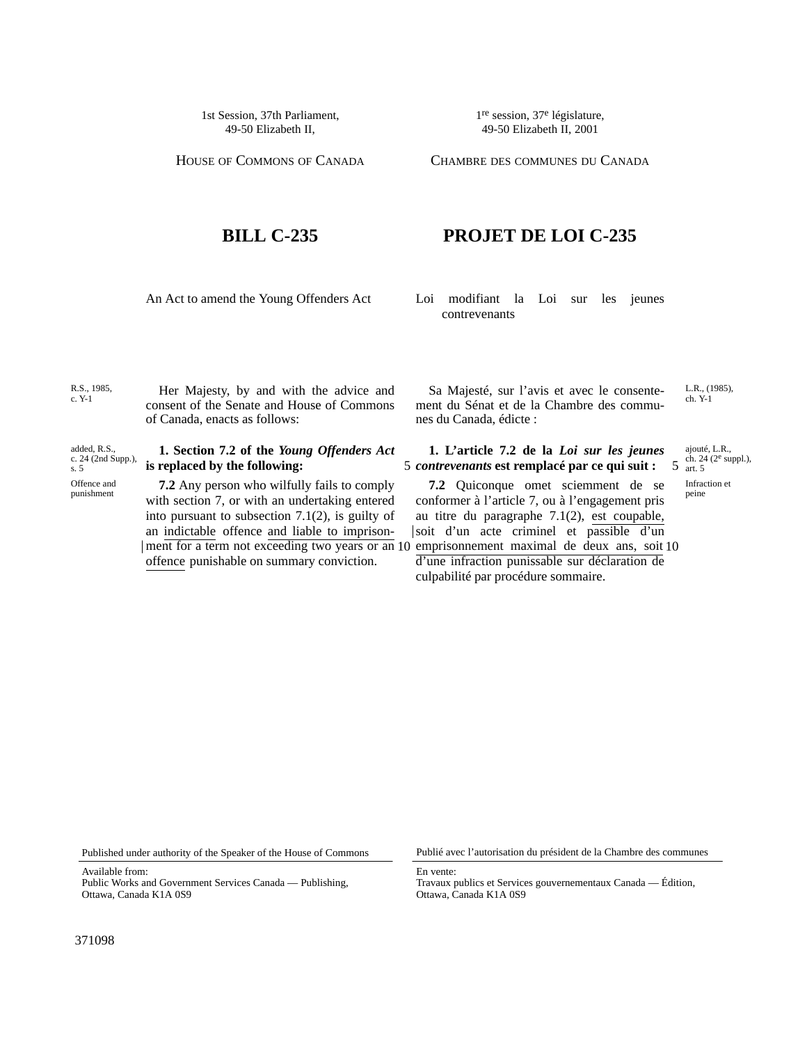1st Session, 37th Parliament,
49-50 Elizabeth II,

HOUSE OF COMMONS OF CANADA

1re session, 37e législature,
49-50 Elizabeth II, 2001

CHAMBRE DES COMMUNES DU CANADA

# BILL C-235

An Act to amend the Young Offenders Act

R.S., 1985, c. Y-1

Her Majesty, by and with the advice and consent of the Senate and House of Commons of Canada, enacts as follows:

added, R.S., c. 24 (2nd Supp.), s. 5

**1. Section 7.2 of the *Young Offenders Act* is replaced by the following:**

Offence and punishment

**7.2** Any person who wilfully fails to comply with section 7, or with an undertaking entered into pursuant to subsection 7.1(2), is guilty of an indictable offence and liable to imprisonment for a term not exceeding two years or an offence punishable on summary conviction.

# PROJET DE LOI C-235

Loi modifiant la Loi sur les jeunes contrevenants

L.R., (1985), ch. Y-1

Sa Majesté, sur l'avis et avec le consentement du Sénat et de la Chambre des communes du Canada, édicte :

ajouté, L.R., ch. 24 (2e suppl.), art. 5

**1. L'article 7.2 de la *Loi sur les jeunes contrevenants* est remplacé par ce qui suit :**

Infraction et peine

**7.2** Quiconque omet sciemment de se conformer à l'article 7, ou à l'engagement pris au titre du paragraphe 7.1(2), est coupable, soit d'un acte criminel et passible d'un emprisonnement maximal de deux ans, soit d'une infraction punissable sur déclaration de culpabilité par procédure sommaire.

Published under authority of the Speaker of the House of Commons

Available from:
Public Works and Government Services Canada — Publishing, Ottawa, Canada K1A 0S9

Publié avec l'autorisation du président de la Chambre des communes

En vente:
Travaux publics et Services gouvernementaux Canada — Édition, Ottawa, Canada K1A 0S9

371098